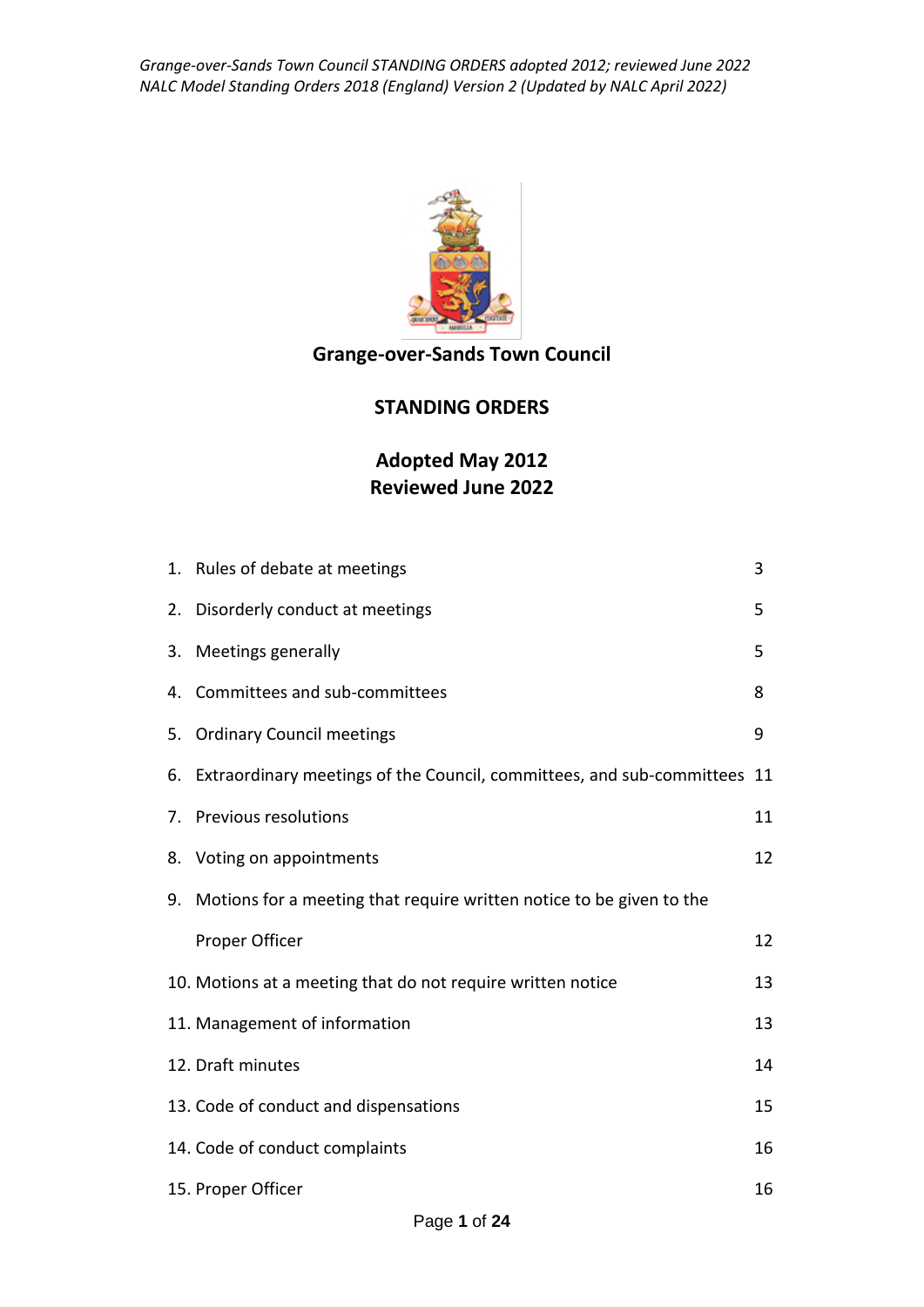# Grange-over-Sands Town Council

## STANDING ORDERS

## Adopted May 2012
## Reviewed June 2022

| | | |
|---|---|---|
| 1. | Rules of debate at meetings | 3 |
| 2. | Disorderly conduct at meetings | 5 |
| 3. | Meetings generally | 5 |
| 4. | Committees and sub-committees | 8 |
| 5. | Ordinary Council meetings | 9 |
| 6. | Extraordinary meetings of the Council, committees, and sub-committees | 11 |
| 7. | Previous resolutions | 11 |
| 8. | Voting on appointments | 12 |
| 9. | Motions for a meeting that require written notice to be given to the Proper Officer | 12 |
| 10. | Motions at a meeting that do not require written notice | 13 |
| 11. | Management of information | 13 |
| 12. | Draft minutes | 14 |
| 13. | Code of conduct and dispensations | 15 |
| 14. | Code of conduct complaints | 16 |
| 15. | Proper Officer | 16 |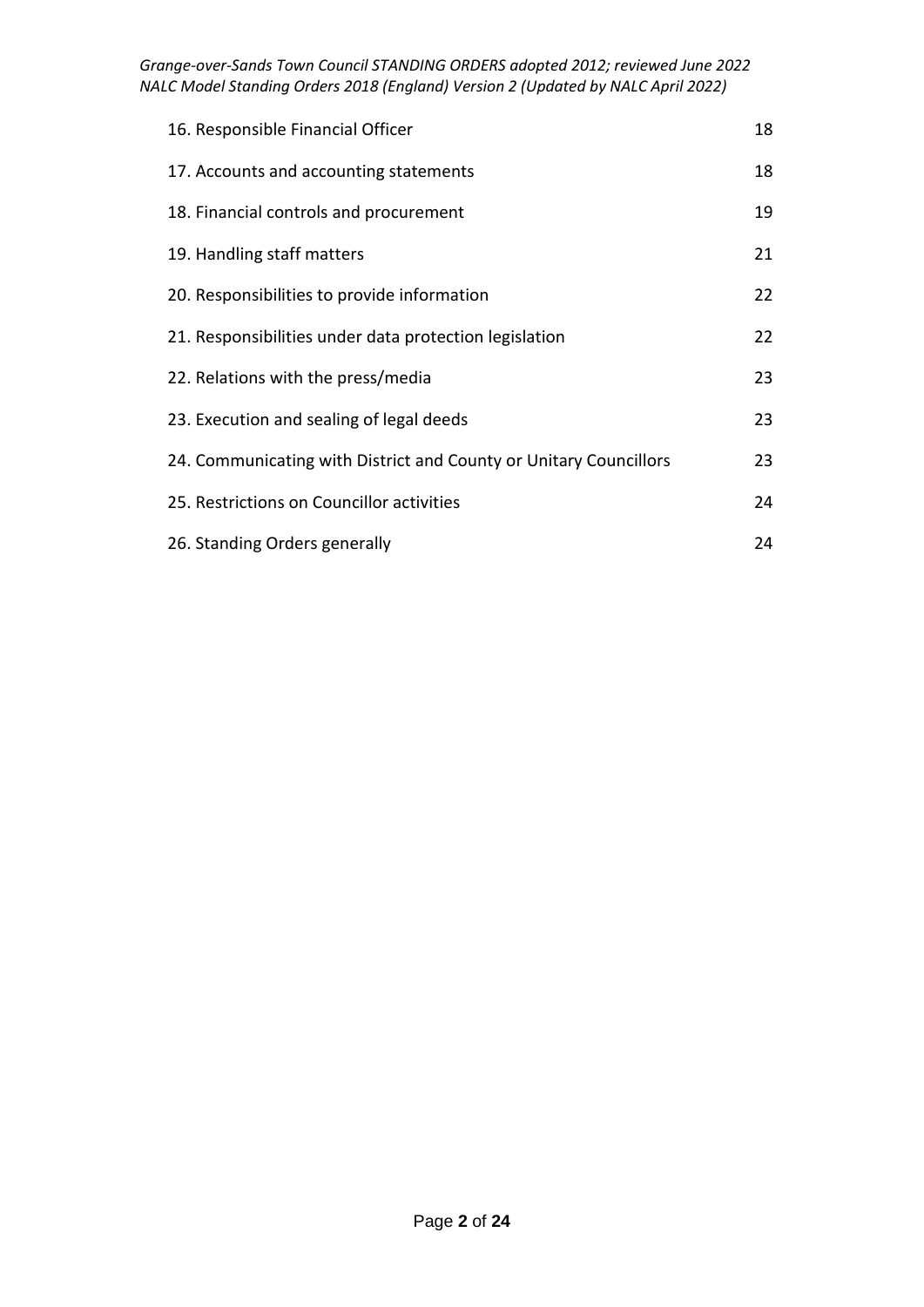| | |
|---|---|
| 16. Responsible Financial Officer | 18 |
| 17. Accounts and accounting statements | 18 |
| 18. Financial controls and procurement | 19 |
| 19. Handling staff matters | 21 |
| 20. Responsibilities to provide information | 22 |
| 21. Responsibilities under data protection legislation | 22 |
| 22. Relations with the press/media | 23 |
| 23. Execution and sealing of legal deeds | 23 |
| 24. Communicating with District and County or Unitary Councillors | 23 |
| 25. Restrictions on Councillor activities | 24 |
| 26. Standing Orders generally | 24 |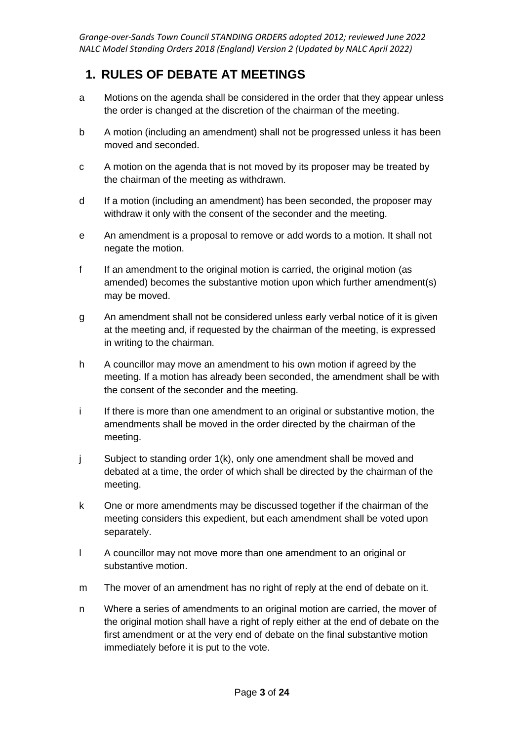## 1. RULES OF DEBATE AT MEETINGS

a Motions on the agenda shall be considered in the order that they appear unless the order is changed at the discretion of the chairman of the meeting.

b A motion (including an amendment) shall not be progressed unless it has been moved and seconded.

c A motion on the agenda that is not moved by its proposer may be treated by the chairman of the meeting as withdrawn.

d If a motion (including an amendment) has been seconded, the proposer may withdraw it only with the consent of the seconder and the meeting.

e An amendment is a proposal to remove or add words to a motion. It shall not negate the motion.

f If an amendment to the original motion is carried, the original motion (as amended) becomes the substantive motion upon which further amendment(s) may be moved.

g An amendment shall not be considered unless early verbal notice of it is given at the meeting and, if requested by the chairman of the meeting, is expressed in writing to the chairman.

h A councillor may move an amendment to his own motion if agreed by the meeting. If a motion has already been seconded, the amendment shall be with the consent of the seconder and the meeting.

i If there is more than one amendment to an original or substantive motion, the amendments shall be moved in the order directed by the chairman of the meeting.

j Subject to standing order 1(k), only one amendment shall be moved and debated at a time, the order of which shall be directed by the chairman of the meeting.

k One or more amendments may be discussed together if the chairman of the meeting considers this expedient, but each amendment shall be voted upon separately.

l A councillor may not move more than one amendment to an original or substantive motion.

m The mover of an amendment has no right of reply at the end of debate on it.

n Where a series of amendments to an original motion are carried, the mover of the original motion shall have a right of reply either at the end of debate on the first amendment or at the very end of debate on the final substantive motion immediately before it is put to the vote.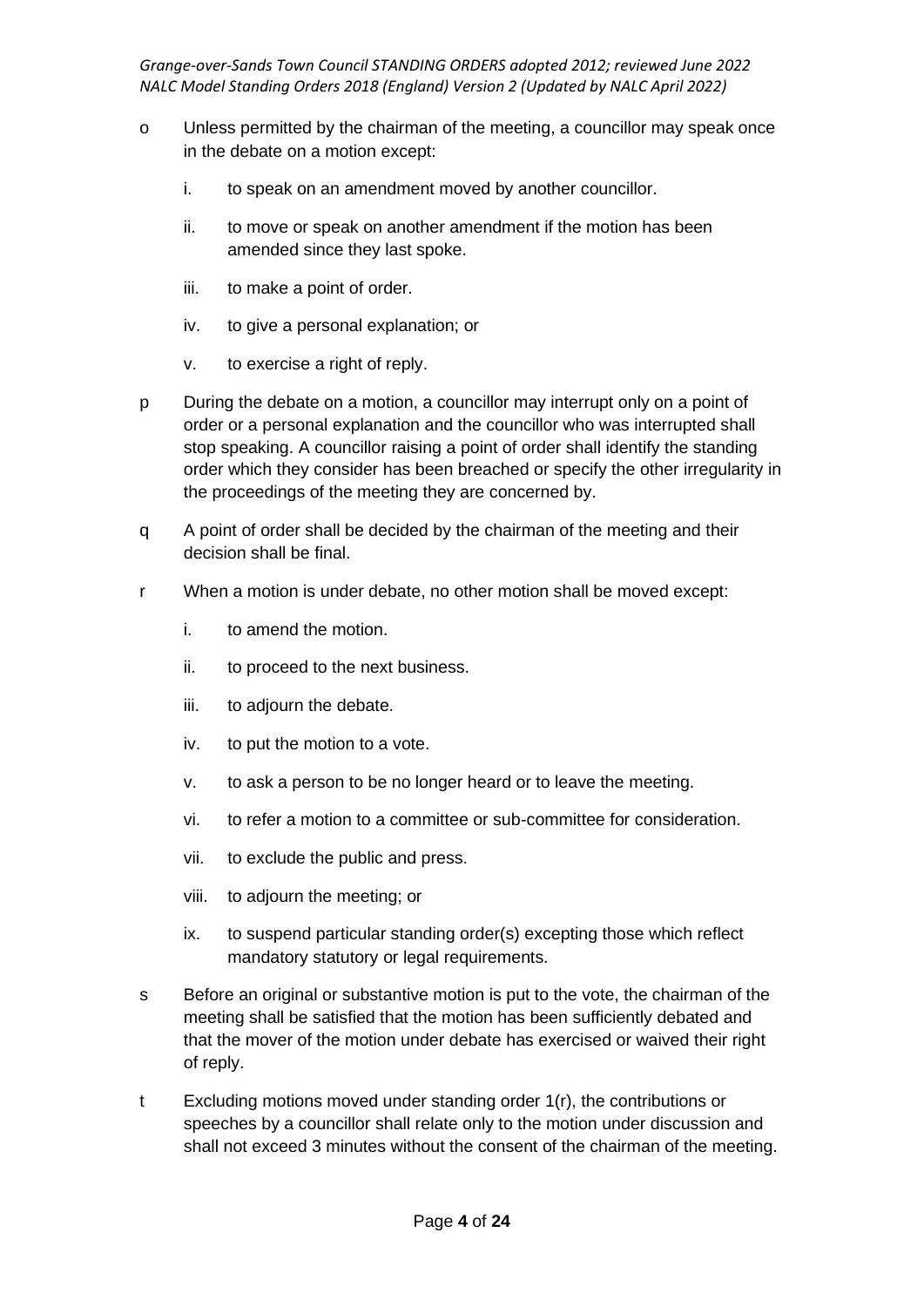o Unless permitted by the chairman of the meeting, a councillor may speak once in the debate on a motion except:

   i. to speak on an amendment moved by another councillor.

   ii. to move or speak on another amendment if the motion has been amended since they last spoke.

   iii. to make a point of order.

   iv. to give a personal explanation; or

   v. to exercise a right of reply.

p During the debate on a motion, a councillor may interrupt only on a point of order or a personal explanation and the councillor who was interrupted shall stop speaking. A councillor raising a point of order shall identify the standing order which they consider has been breached or specify the other irregularity in the proceedings of the meeting they are concerned by.

q A point of order shall be decided by the chairman of the meeting and their decision shall be final.

r When a motion is under debate, no other motion shall be moved except:

   i. to amend the motion.

   ii. to proceed to the next business.

   iii. to adjourn the debate.

   iv. to put the motion to a vote.

   v. to ask a person to be no longer heard or to leave the meeting.

   vi. to refer a motion to a committee or sub-committee for consideration.

   vii. to exclude the public and press.

   viii. to adjourn the meeting; or

   ix. to suspend particular standing order(s) excepting those which reflect mandatory statutory or legal requirements.

s Before an original or substantive motion is put to the vote, the chairman of the meeting shall be satisfied that the motion has been sufficiently debated and that the mover of the motion under debate has exercised or waived their right of reply.

t Excluding motions moved under standing order 1(r), the contributions or speeches by a councillor shall relate only to the motion under discussion and shall not exceed 3 minutes without the consent of the chairman of the meeting.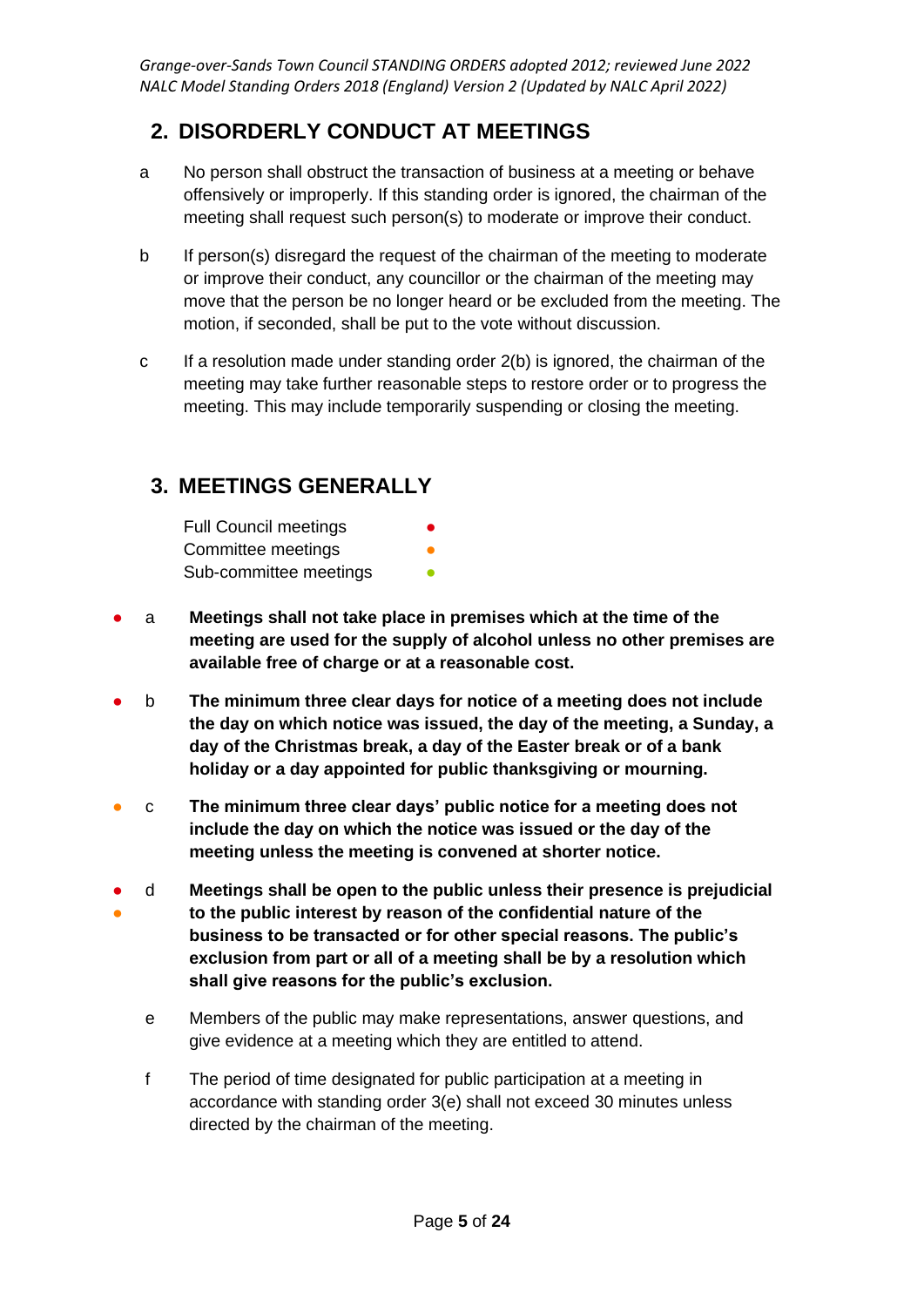## 2. DISORDERLY CONDUCT AT MEETINGS

a No person shall obstruct the transaction of business at a meeting or behave offensively or improperly. If this standing order is ignored, the chairman of the meeting shall request such person(s) to moderate or improve their conduct.

b If person(s) disregard the request of the chairman of the meeting to moderate or improve their conduct, any councillor or the chairman of the meeting may move that the person be no longer heard or be excluded from the meeting. The motion, if seconded, shall be put to the vote without discussion.

c If a resolution made under standing order 2(b) is ignored, the chairman of the meeting may take further reasonable steps to restore order or to progress the meeting. This may include temporarily suspending or closing the meeting.

## 3. MEETINGS GENERALLY

Full Council meetings ●
Committee meetings ●
Sub-committee meetings ●

● a **Meetings shall not take place in premises which at the time of the meeting are used for the supply of alcohol unless no other premises are available free of charge or at a reasonable cost.**

● b **The minimum three clear days for notice of a meeting does not include the day on which notice was issued, the day of the meeting, a Sunday, a day of the Christmas break, a day of the Easter break or of a bank holiday or a day appointed for public thanksgiving or mourning.**

● c **The minimum three clear days' public notice for a meeting does not include the day on which the notice was issued or the day of the meeting unless the meeting is convened at shorter notice.**

● ● d **Meetings shall be open to the public unless their presence is prejudicial to the public interest by reason of the confidential nature of the business to be transacted or for other special reasons. The public's exclusion from part or all of a meeting shall be by a resolution which shall give reasons for the public's exclusion.**

e Members of the public may make representations, answer questions, and give evidence at a meeting which they are entitled to attend.

f The period of time designated for public participation at a meeting in accordance with standing order 3(e) shall not exceed 30 minutes unless directed by the chairman of the meeting.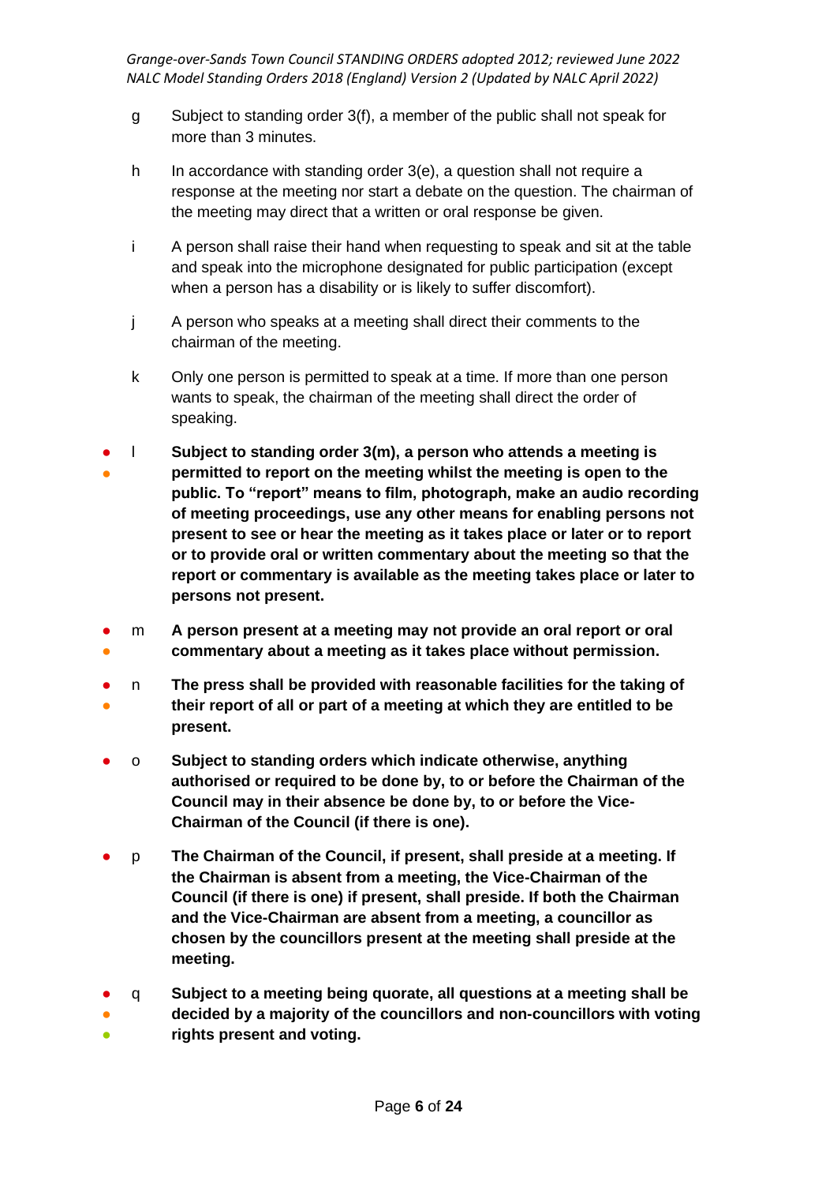g Subject to standing order 3(f), a member of the public shall not speak for more than 3 minutes.

h In accordance with standing order 3(e), a question shall not require a response at the meeting nor start a debate on the question. The chairman of the meeting may direct that a written or oral response be given.

i A person shall raise their hand when requesting to speak and sit at the table and speak into the microphone designated for public participation (except when a person has a disability or is likely to suffer discomfort).

j A person who speaks at a meeting shall direct their comments to the chairman of the meeting.

k Only one person is permitted to speak at a time. If more than one person wants to speak, the chairman of the meeting shall direct the order of speaking.

● ● l **Subject to standing order 3(m), a person who attends a meeting is permitted to report on the meeting whilst the meeting is open to the public. To "report" means to film, photograph, make an audio recording of meeting proceedings, use any other means for enabling persons not present to see or hear the meeting as it takes place or later or to report or to provide oral or written commentary about the meeting so that the report or commentary is available as the meeting takes place or later to persons not present.**

● ● m **A person present at a meeting may not provide an oral report or oral commentary about a meeting as it takes place without permission.**

● ● n **The press shall be provided with reasonable facilities for the taking of their report of all or part of a meeting at which they are entitled to be present.**

● o **Subject to standing orders which indicate otherwise, anything authorised or required to be done by, to or before the Chairman of the Council may in their absence be done by, to or before the Vice-Chairman of the Council (if there is one).**

● p **The Chairman of the Council, if present, shall preside at a meeting. If the Chairman is absent from a meeting, the Vice-Chairman of the Council (if there is one) if present, shall preside. If both the Chairman and the Vice-Chairman are absent from a meeting, a councillor as chosen by the councillors present at the meeting shall preside at the meeting.**

● ● ● q **Subject to a meeting being quorate, all questions at a meeting shall be decided by a majority of the councillors and non-councillors with voting rights present and voting.**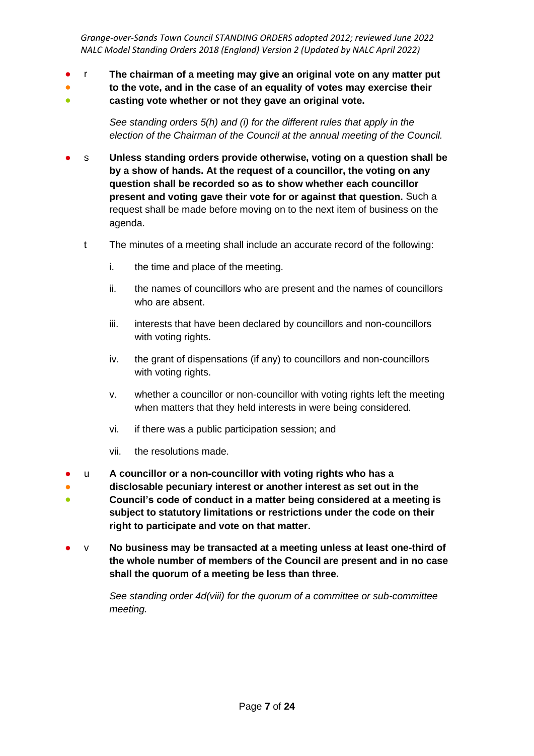- r **The chairman of a meeting may give an original vote on any matter put to the vote, and in the case of an equality of votes may exercise their casting vote whether or not they gave an original vote.**

  *See standing orders 5(h) and (i) for the different rules that apply in the election of the Chairman of the Council at the annual meeting of the Council.*

- s **Unless standing orders provide otherwise, voting on a question shall be by a show of hands. At the request of a councillor, the voting on any question shall be recorded so as to show whether each councillor present and voting gave their vote for or against that question.** Such a request shall be made before moving on to the next item of business on the agenda.

- t The minutes of a meeting shall include an accurate record of the following:

  i. the time and place of the meeting.

  ii. the names of councillors who are present and the names of councillors who are absent.

  iii. interests that have been declared by councillors and non-councillors with voting rights.

  iv. the grant of dispensations (if any) to councillors and non-councillors with voting rights.

  v. whether a councillor or non-councillor with voting rights left the meeting when matters that they held interests in were being considered.

  vi. if there was a public participation session; and

  vii. the resolutions made.

- u **A councillor or a non-councillor with voting rights who has a disclosable pecuniary interest or another interest as set out in the Council's code of conduct in a matter being considered at a meeting is subject to statutory limitations or restrictions under the code on their right to participate and vote on that matter.**

- v **No business may be transacted at a meeting unless at least one-third of the whole number of members of the Council are present and in no case shall the quorum of a meeting be less than three.**

  *See standing order 4d(viii) for the quorum of a committee or sub-committee meeting.*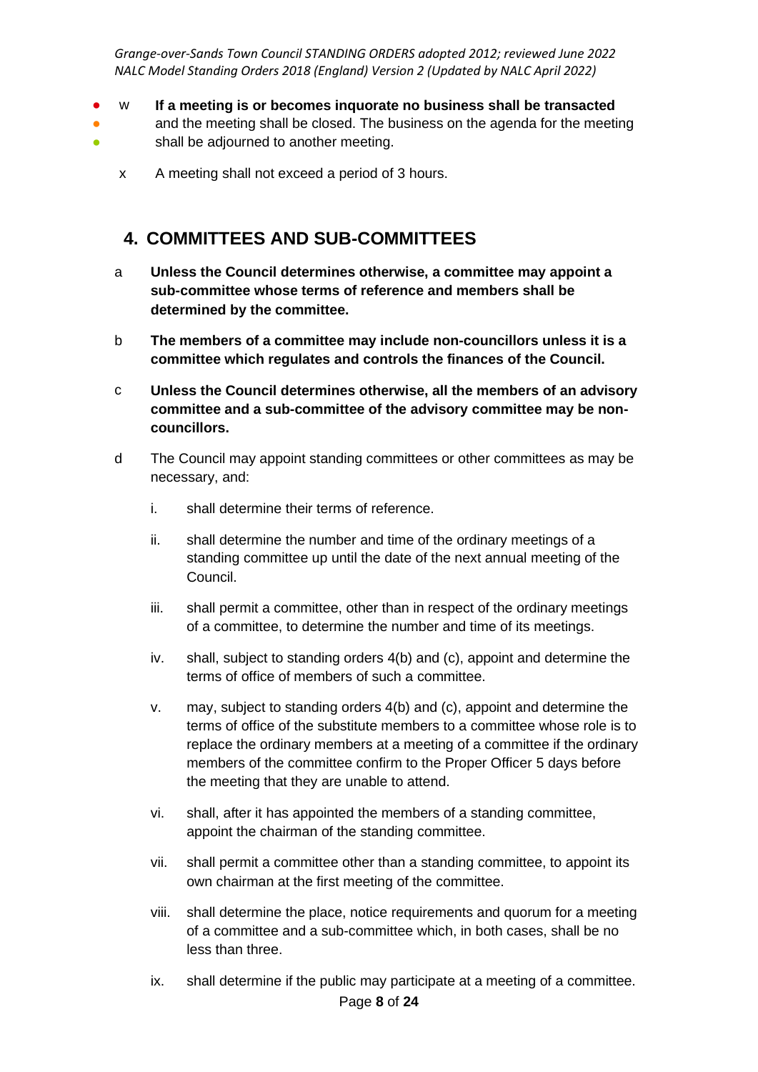w **If a meeting is or becomes inquorate no business shall be transacted** and the meeting shall be closed. The business on the agenda for the meeting shall be adjourned to another meeting.

x A meeting shall not exceed a period of 3 hours.

## 4. COMMITTEES AND SUB-COMMITTEES

a **Unless the Council determines otherwise, a committee may appoint a sub-committee whose terms of reference and members shall be determined by the committee.**

b **The members of a committee may include non-councillors unless it is a committee which regulates and controls the finances of the Council.**

c **Unless the Council determines otherwise, all the members of an advisory committee and a sub-committee of the advisory committee may be non-councillors.**

d The Council may appoint standing committees or other committees as may be necessary, and:

i. shall determine their terms of reference.

ii. shall determine the number and time of the ordinary meetings of a standing committee up until the date of the next annual meeting of the Council.

iii. shall permit a committee, other than in respect of the ordinary meetings of a committee, to determine the number and time of its meetings.

iv. shall, subject to standing orders 4(b) and (c), appoint and determine the terms of office of members of such a committee.

v. may, subject to standing orders 4(b) and (c), appoint and determine the terms of office of the substitute members to a committee whose role is to replace the ordinary members at a meeting of a committee if the ordinary members of the committee confirm to the Proper Officer 5 days before the meeting that they are unable to attend.

vi. shall, after it has appointed the members of a standing committee, appoint the chairman of the standing committee.

vii. shall permit a committee other than a standing committee, to appoint its own chairman at the first meeting of the committee.

viii. shall determine the place, notice requirements and quorum for a meeting of a committee and a sub-committee which, in both cases, shall be no less than three.

ix. shall determine if the public may participate at a meeting of a committee.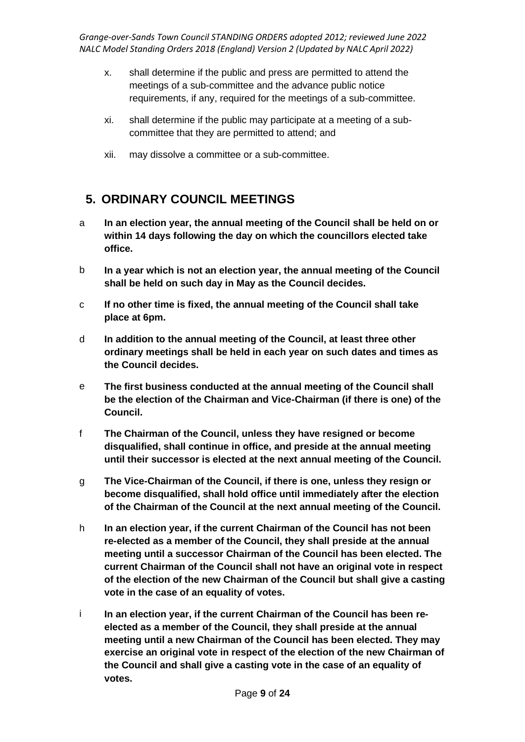x. shall determine if the public and press are permitted to attend the meetings of a sub-committee and the advance public notice requirements, if any, required for the meetings of a sub-committee.

xi. shall determine if the public may participate at a meeting of a sub-committee that they are permitted to attend; and

xii. may dissolve a committee or a sub-committee.

## 5. ORDINARY COUNCIL MEETINGS

a **In an election year, the annual meeting of the Council shall be held on or within 14 days following the day on which the councillors elected take office.**

b **In a year which is not an election year, the annual meeting of the Council shall be held on such day in May as the Council decides.**

c **If no other time is fixed, the annual meeting of the Council shall take place at 6pm.**

d **In addition to the annual meeting of the Council, at least three other ordinary meetings shall be held in each year on such dates and times as the Council decides.**

e **The first business conducted at the annual meeting of the Council shall be the election of the Chairman and Vice-Chairman (if there is one) of the Council.**

f **The Chairman of the Council, unless they have resigned or become disqualified, shall continue in office, and preside at the annual meeting until their successor is elected at the next annual meeting of the Council.**

g **The Vice-Chairman of the Council, if there is one, unless they resign or become disqualified, shall hold office until immediately after the election of the Chairman of the Council at the next annual meeting of the Council.**

h **In an election year, if the current Chairman of the Council has not been re-elected as a member of the Council, they shall preside at the annual meeting until a successor Chairman of the Council has been elected. The current Chairman of the Council shall not have an original vote in respect of the election of the new Chairman of the Council but shall give a casting vote in the case of an equality of votes.**

i **In an election year, if the current Chairman of the Council has been re-elected as a member of the Council, they shall preside at the annual meeting until a new Chairman of the Council has been elected. They may exercise an original vote in respect of the election of the new Chairman of the Council and shall give a casting vote in the case of an equality of votes.**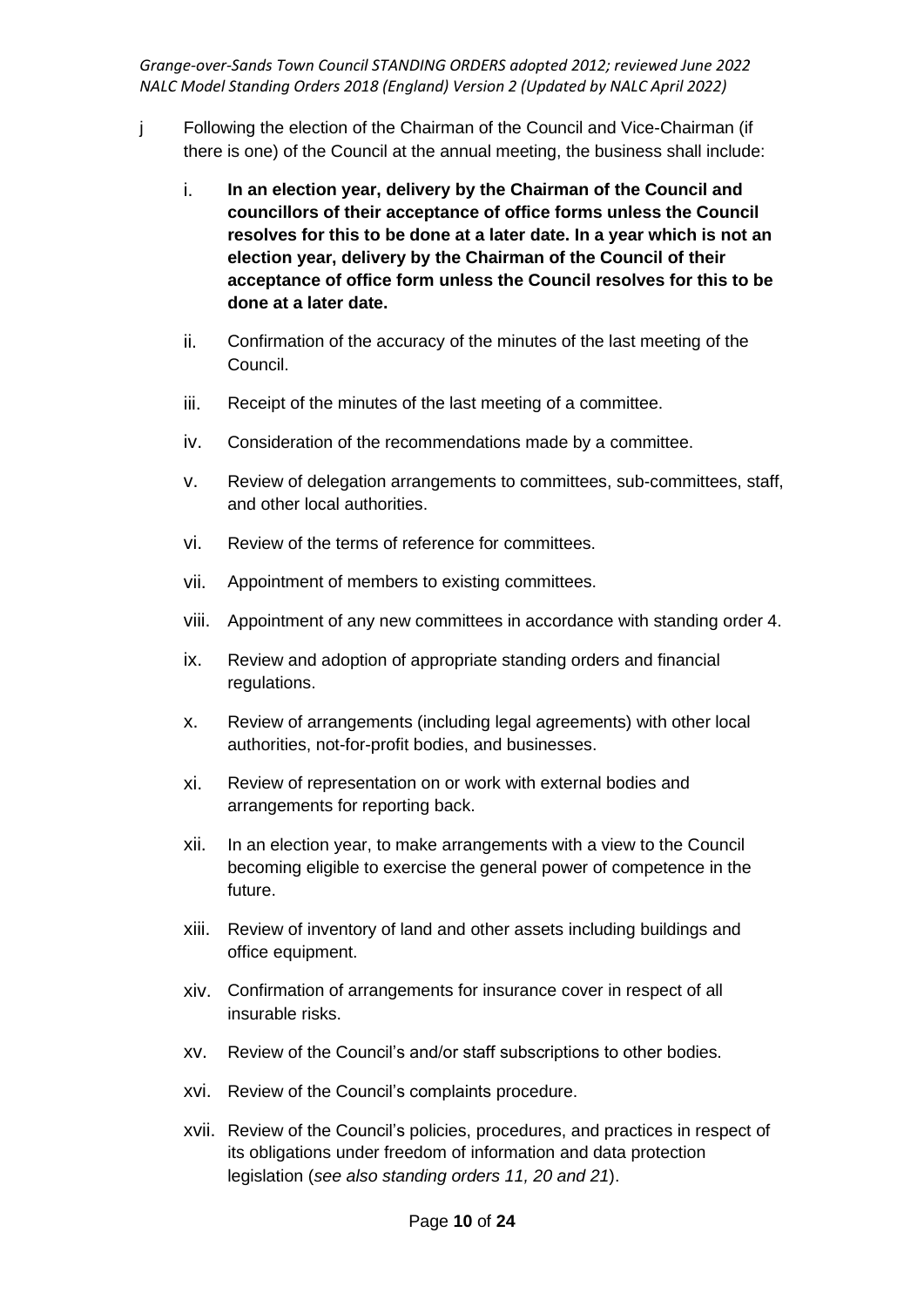j Following the election of the Chairman of the Council and Vice-Chairman (if there is one) of the Council at the annual meeting, the business shall include:

i. **In an election year, delivery by the Chairman of the Council and councillors of their acceptance of office forms unless the Council resolves for this to be done at a later date. In a year which is not an election year, delivery by the Chairman of the Council of their acceptance of office form unless the Council resolves for this to be done at a later date.**

ii. Confirmation of the accuracy of the minutes of the last meeting of the Council.

iii. Receipt of the minutes of the last meeting of a committee.

iv. Consideration of the recommendations made by a committee.

v. Review of delegation arrangements to committees, sub-committees, staff, and other local authorities.

vi. Review of the terms of reference for committees.

vii. Appointment of members to existing committees.

viii. Appointment of any new committees in accordance with standing order 4.

ix. Review and adoption of appropriate standing orders and financial regulations.

x. Review of arrangements (including legal agreements) with other local authorities, not-for-profit bodies, and businesses.

xi. Review of representation on or work with external bodies and arrangements for reporting back.

xii. In an election year, to make arrangements with a view to the Council becoming eligible to exercise the general power of competence in the future.

xiii. Review of inventory of land and other assets including buildings and office equipment.

xiv. Confirmation of arrangements for insurance cover in respect of all insurable risks.

xv. Review of the Council's and/or staff subscriptions to other bodies.

xvi. Review of the Council's complaints procedure.

xvii. Review of the Council's policies, procedures, and practices in respect of its obligations under freedom of information and data protection legislation (*see also standing orders 11, 20 and 21*).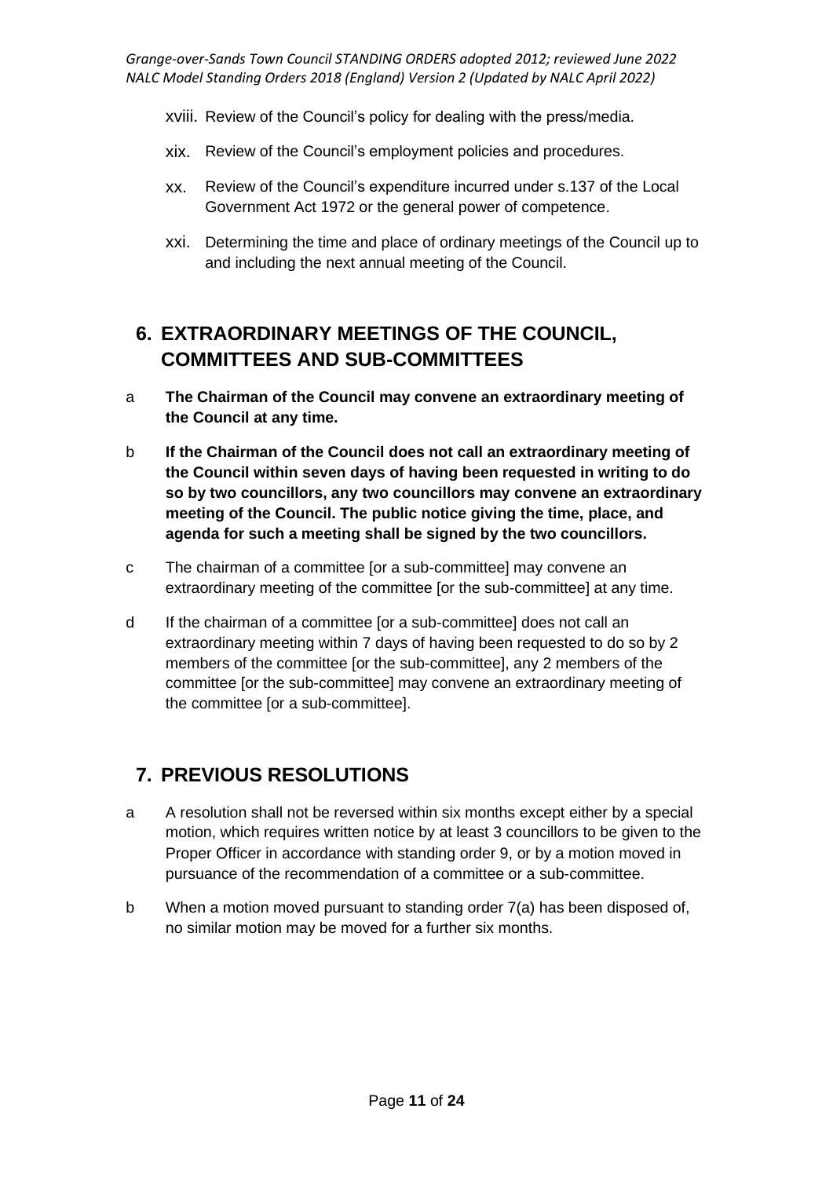xviii. Review of the Council's policy for dealing with the press/media.

xix. Review of the Council's employment policies and procedures.

xx. Review of the Council's expenditure incurred under s.137 of the Local Government Act 1972 or the general power of competence.

xxi. Determining the time and place of ordinary meetings of the Council up to and including the next annual meeting of the Council.

## 6. EXTRAORDINARY MEETINGS OF THE COUNCIL, COMMITTEES AND SUB-COMMITTEES

a **The Chairman of the Council may convene an extraordinary meeting of the Council at any time.**

b **If the Chairman of the Council does not call an extraordinary meeting of the Council within seven days of having been requested in writing to do so by two councillors, any two councillors may convene an extraordinary meeting of the Council. The public notice giving the time, place, and agenda for such a meeting shall be signed by the two councillors.**

c The chairman of a committee [or a sub-committee] may convene an extraordinary meeting of the committee [or the sub-committee] at any time.

d If the chairman of a committee [or a sub-committee] does not call an extraordinary meeting within 7 days of having been requested to do so by 2 members of the committee [or the sub-committee], any 2 members of the committee [or the sub-committee] may convene an extraordinary meeting of the committee [or a sub-committee].

## 7. PREVIOUS RESOLUTIONS

a A resolution shall not be reversed within six months except either by a special motion, which requires written notice by at least 3 councillors to be given to the Proper Officer in accordance with standing order 9, or by a motion moved in pursuance of the recommendation of a committee or a sub-committee.

b When a motion moved pursuant to standing order 7(a) has been disposed of, no similar motion may be moved for a further six months.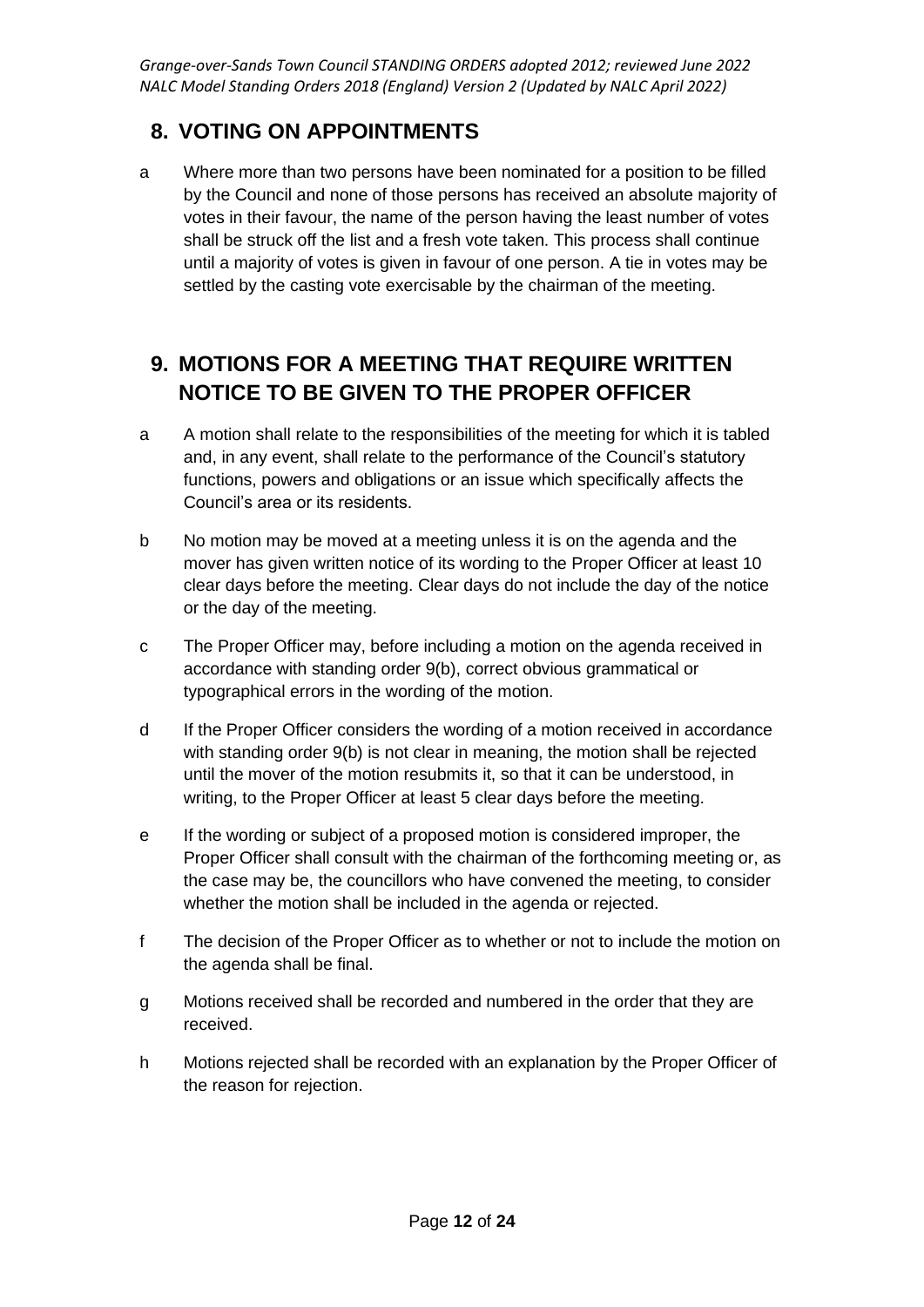## 8. VOTING ON APPOINTMENTS

a Where more than two persons have been nominated for a position to be filled by the Council and none of those persons has received an absolute majority of votes in their favour, the name of the person having the least number of votes shall be struck off the list and a fresh vote taken. This process shall continue until a majority of votes is given in favour of one person. A tie in votes may be settled by the casting vote exercisable by the chairman of the meeting.

## 9. MOTIONS FOR A MEETING THAT REQUIRE WRITTEN NOTICE TO BE GIVEN TO THE PROPER OFFICER

a A motion shall relate to the responsibilities of the meeting for which it is tabled and, in any event, shall relate to the performance of the Council's statutory functions, powers and obligations or an issue which specifically affects the Council's area or its residents.

b No motion may be moved at a meeting unless it is on the agenda and the mover has given written notice of its wording to the Proper Officer at least 10 clear days before the meeting. Clear days do not include the day of the notice or the day of the meeting.

c The Proper Officer may, before including a motion on the agenda received in accordance with standing order 9(b), correct obvious grammatical or typographical errors in the wording of the motion.

d If the Proper Officer considers the wording of a motion received in accordance with standing order 9(b) is not clear in meaning, the motion shall be rejected until the mover of the motion resubmits it, so that it can be understood, in writing, to the Proper Officer at least 5 clear days before the meeting.

e If the wording or subject of a proposed motion is considered improper, the Proper Officer shall consult with the chairman of the forthcoming meeting or, as the case may be, the councillors who have convened the meeting, to consider whether the motion shall be included in the agenda or rejected.

f The decision of the Proper Officer as to whether or not to include the motion on the agenda shall be final.

g Motions received shall be recorded and numbered in the order that they are received.

h Motions rejected shall be recorded with an explanation by the Proper Officer of the reason for rejection.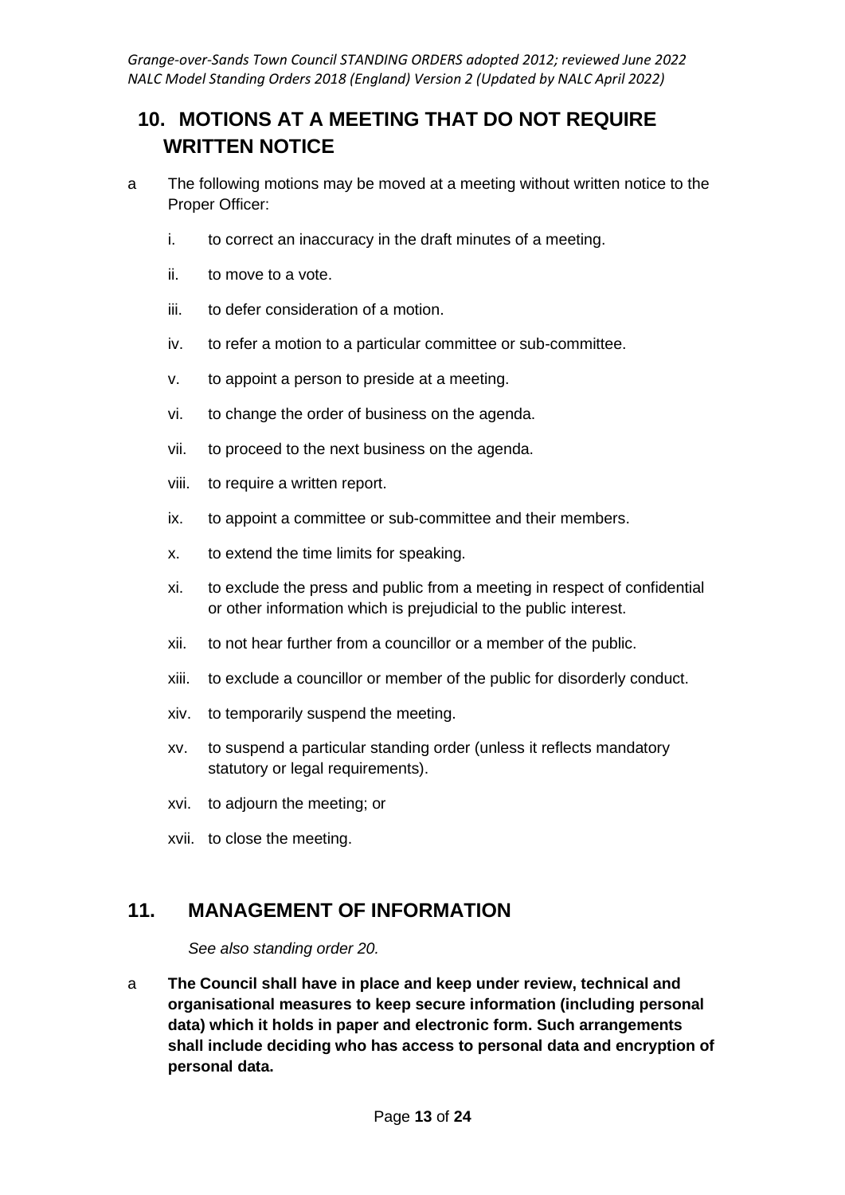## 10. MOTIONS AT A MEETING THAT DO NOT REQUIRE WRITTEN NOTICE

a The following motions may be moved at a meeting without written notice to the Proper Officer:

i. to correct an inaccuracy in the draft minutes of a meeting.

ii. to move to a vote.

iii. to defer consideration of a motion.

iv. to refer a motion to a particular committee or sub-committee.

v. to appoint a person to preside at a meeting.

vi. to change the order of business on the agenda.

vii. to proceed to the next business on the agenda.

viii. to require a written report.

ix. to appoint a committee or sub-committee and their members.

x. to extend the time limits for speaking.

xi. to exclude the press and public from a meeting in respect of confidential or other information which is prejudicial to the public interest.

xii. to not hear further from a councillor or a member of the public.

xiii. to exclude a councillor or member of the public for disorderly conduct.

xiv. to temporarily suspend the meeting.

xv. to suspend a particular standing order (unless it reflects mandatory statutory or legal requirements).

xvi. to adjourn the meeting; or

xvii. to close the meeting.

## 11. MANAGEMENT OF INFORMATION

*See also standing order 20.*

a **The Council shall have in place and keep under review, technical and organisational measures to keep secure information (including personal data) which it holds in paper and electronic form. Such arrangements shall include deciding who has access to personal data and encryption of personal data.**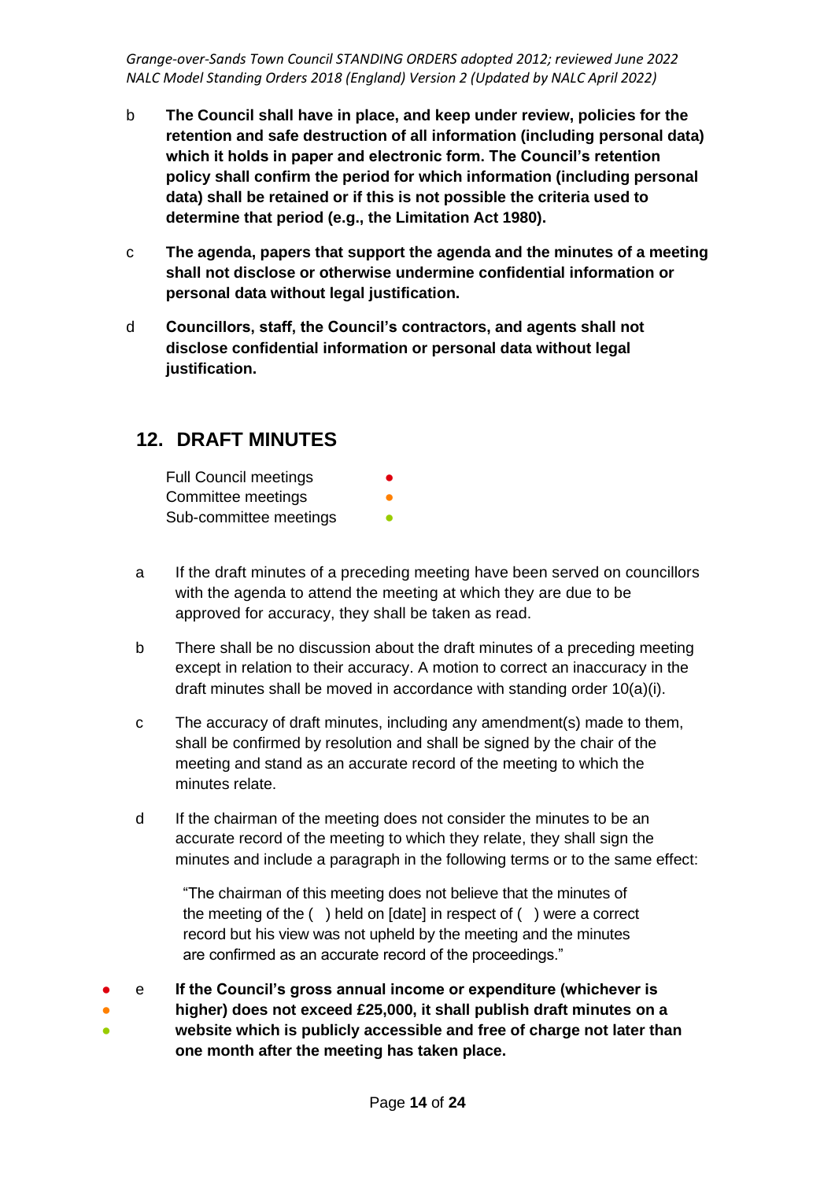b **The Council shall have in place, and keep under review, policies for the retention and safe destruction of all information (including personal data) which it holds in paper and electronic form. The Council's retention policy shall confirm the period for which information (including personal data) shall be retained or if this is not possible the criteria used to determine that period (e.g., the Limitation Act 1980).**

c **The agenda, papers that support the agenda and the minutes of a meeting shall not disclose or otherwise undermine confidential information or personal data without legal justification.**

d **Councillors, staff, the Council's contractors, and agents shall not disclose confidential information or personal data without legal justification.**

## 12. DRAFT MINUTES

Full Council meetings ●
Committee meetings ●
Sub-committee meetings ●

a If the draft minutes of a preceding meeting have been served on councillors with the agenda to attend the meeting at which they are due to be approved for accuracy, they shall be taken as read.

b There shall be no discussion about the draft minutes of a preceding meeting except in relation to their accuracy. A motion to correct an inaccuracy in the draft minutes shall be moved in accordance with standing order 10(a)(i).

c The accuracy of draft minutes, including any amendment(s) made to them, shall be confirmed by resolution and shall be signed by the chair of the meeting and stand as an accurate record of the meeting to which the minutes relate.

d If the chairman of the meeting does not consider the minutes to be an accurate record of the meeting to which they relate, they shall sign the minutes and include a paragraph in the following terms or to the same effect:

> "The chairman of this meeting does not believe that the minutes of the meeting of the ( ) held on [date] in respect of ( ) were a correct record but his view was not upheld by the meeting and the minutes are confirmed as an accurate record of the proceedings."

● ● ● e **If the Council's gross annual income or expenditure (whichever is higher) does not exceed £25,000, it shall publish draft minutes on a website which is publicly accessible and free of charge not later than one month after the meeting has taken place.**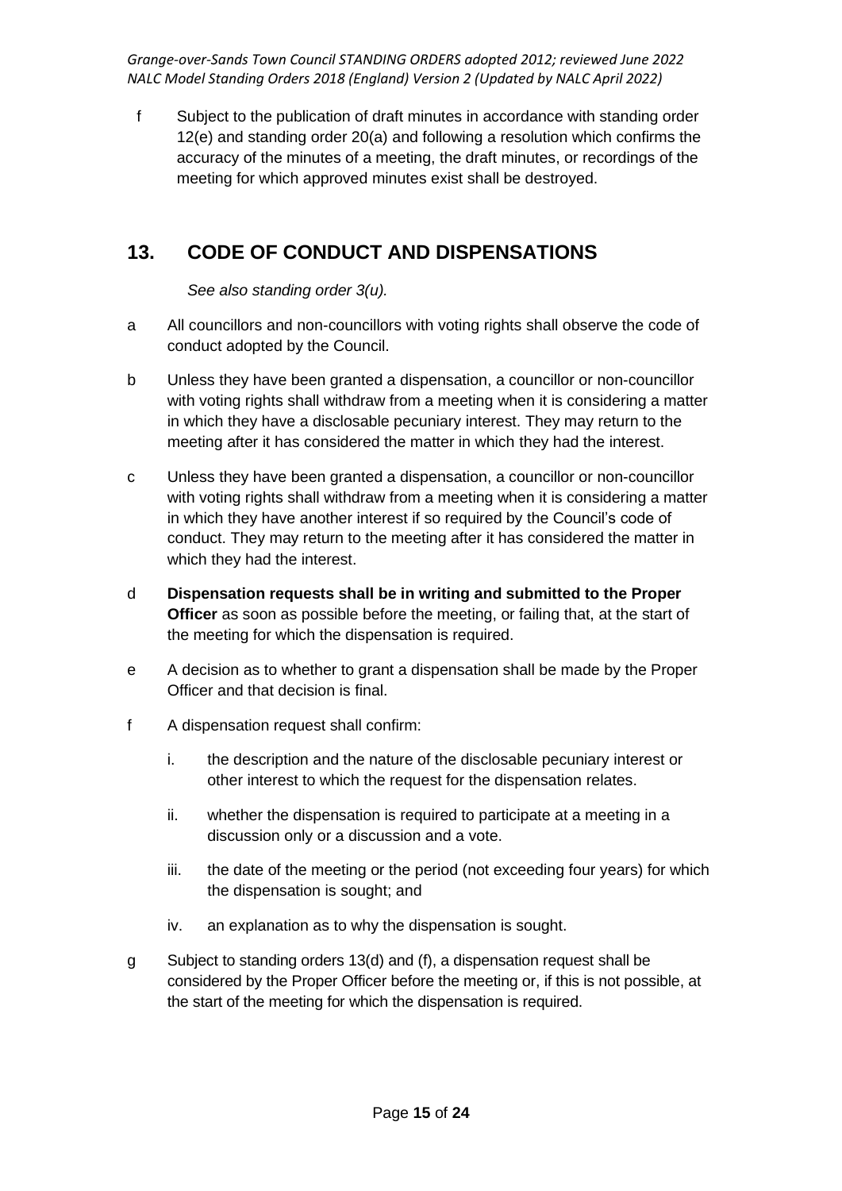f Subject to the publication of draft minutes in accordance with standing order 12(e) and standing order 20(a) and following a resolution which confirms the accuracy of the minutes of a meeting, the draft minutes, or recordings of the meeting for which approved minutes exist shall be destroyed.

## 13. CODE OF CONDUCT AND DISPENSATIONS

*See also standing order 3(u).*

a All councillors and non-councillors with voting rights shall observe the code of conduct adopted by the Council.

b Unless they have been granted a dispensation, a councillor or non-councillor with voting rights shall withdraw from a meeting when it is considering a matter in which they have a disclosable pecuniary interest. They may return to the meeting after it has considered the matter in which they had the interest.

c Unless they have been granted a dispensation, a councillor or non-councillor with voting rights shall withdraw from a meeting when it is considering a matter in which they have another interest if so required by the Council's code of conduct. They may return to the meeting after it has considered the matter in which they had the interest.

d **Dispensation requests shall be in writing and submitted to the Proper Officer** as soon as possible before the meeting, or failing that, at the start of the meeting for which the dispensation is required.

e A decision as to whether to grant a dispensation shall be made by the Proper Officer and that decision is final.

f A dispensation request shall confirm:

i. the description and the nature of the disclosable pecuniary interest or other interest to which the request for the dispensation relates.

ii. whether the dispensation is required to participate at a meeting in a discussion only or a discussion and a vote.

iii. the date of the meeting or the period (not exceeding four years) for which the dispensation is sought; and

iv. an explanation as to why the dispensation is sought.

g Subject to standing orders 13(d) and (f), a dispensation request shall be considered by the Proper Officer before the meeting or, if this is not possible, at the start of the meeting for which the dispensation is required.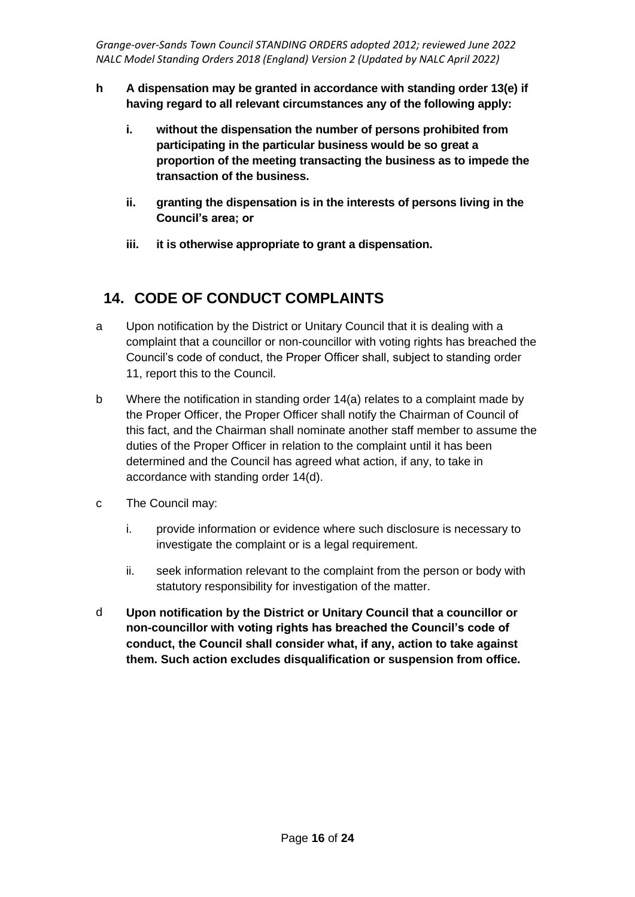**h A dispensation may be granted in accordance with standing order 13(e) if having regard to all relevant circumstances any of the following apply:**

**i. without the dispensation the number of persons prohibited from participating in the particular business would be so great a proportion of the meeting transacting the business as to impede the transaction of the business.**

**ii. granting the dispensation is in the interests of persons living in the Council's area; or**

**iii. it is otherwise appropriate to grant a dispensation.**

## 14. CODE OF CONDUCT COMPLAINTS

a Upon notification by the District or Unitary Council that it is dealing with a complaint that a councillor or non-councillor with voting rights has breached the Council's code of conduct, the Proper Officer shall, subject to standing order 11, report this to the Council.

b Where the notification in standing order 14(a) relates to a complaint made by the Proper Officer, the Proper Officer shall notify the Chairman of Council of this fact, and the Chairman shall nominate another staff member to assume the duties of the Proper Officer in relation to the complaint until it has been determined and the Council has agreed what action, if any, to take in accordance with standing order 14(d).

c The Council may:

i. provide information or evidence where such disclosure is necessary to investigate the complaint or is a legal requirement.

ii. seek information relevant to the complaint from the person or body with statutory responsibility for investigation of the matter.

d **Upon notification by the District or Unitary Council that a councillor or non-councillor with voting rights has breached the Council's code of conduct, the Council shall consider what, if any, action to take against them. Such action excludes disqualification or suspension from office.**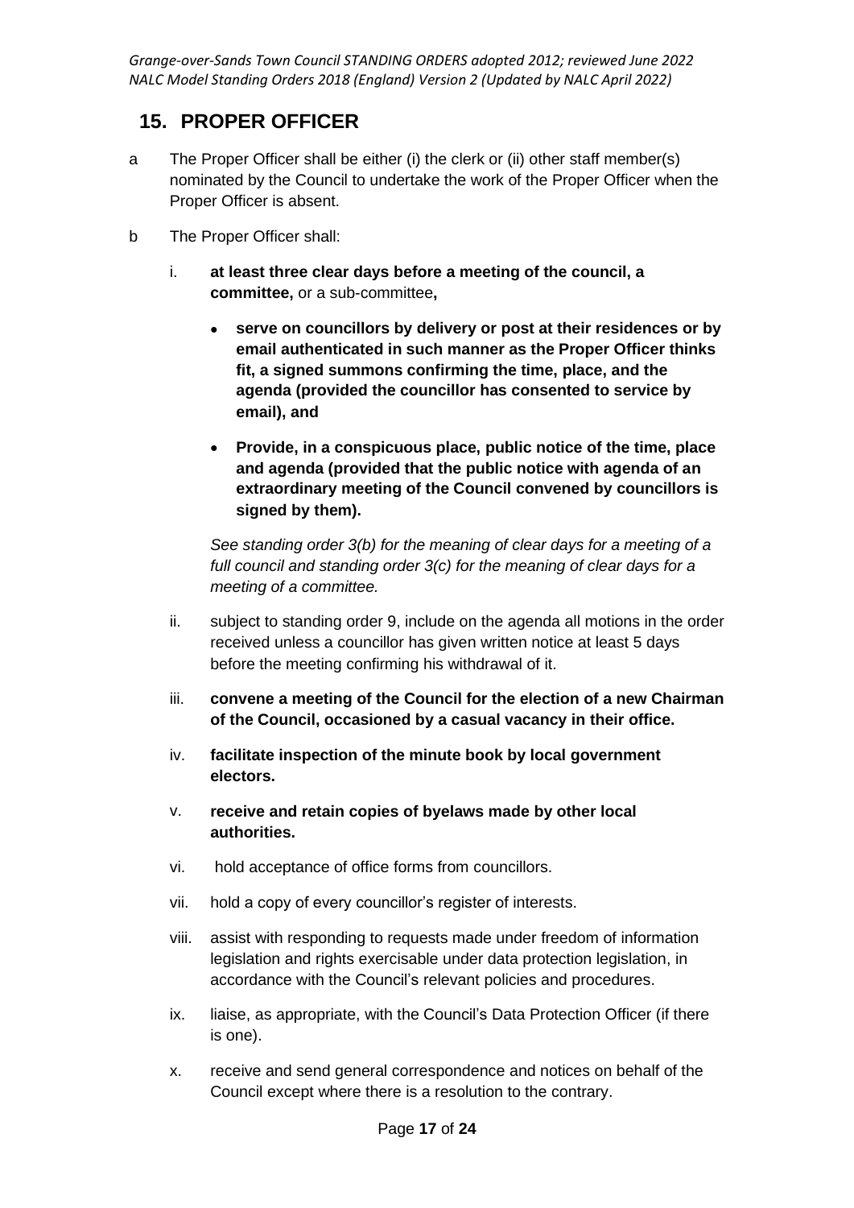## 15. PROPER OFFICER

a The Proper Officer shall be either (i) the clerk or (ii) other staff member(s) nominated by the Council to undertake the work of the Proper Officer when the Proper Officer is absent.

b The Proper Officer shall:

i. **at least three clear days before a meeting of the council, a committee,** or a sub-committee**,**

- **serve on councillors by delivery or post at their residences or by email authenticated in such manner as the Proper Officer thinks fit, a signed summons confirming the time, place, and the agenda (provided the councillor has consented to service by email), and**
- **Provide, in a conspicuous place, public notice of the time, place and agenda (provided that the public notice with agenda of an extraordinary meeting of the Council convened by councillors is signed by them).**

*See standing order 3(b) for the meaning of clear days for a meeting of a full council and standing order 3(c) for the meaning of clear days for a meeting of a committee.*

ii. subject to standing order 9, include on the agenda all motions in the order received unless a councillor has given written notice at least 5 days before the meeting confirming his withdrawal of it.

iii. **convene a meeting of the Council for the election of a new Chairman of the Council, occasioned by a casual vacancy in their office.**

iv. **facilitate inspection of the minute book by local government electors.**

v. **receive and retain copies of byelaws made by other local authorities.**

vi. hold acceptance of office forms from councillors.

vii. hold a copy of every councillor's register of interests.

viii. assist with responding to requests made under freedom of information legislation and rights exercisable under data protection legislation, in accordance with the Council's relevant policies and procedures.

ix. liaise, as appropriate, with the Council's Data Protection Officer (if there is one).

x. receive and send general correspondence and notices on behalf of the Council except where there is a resolution to the contrary.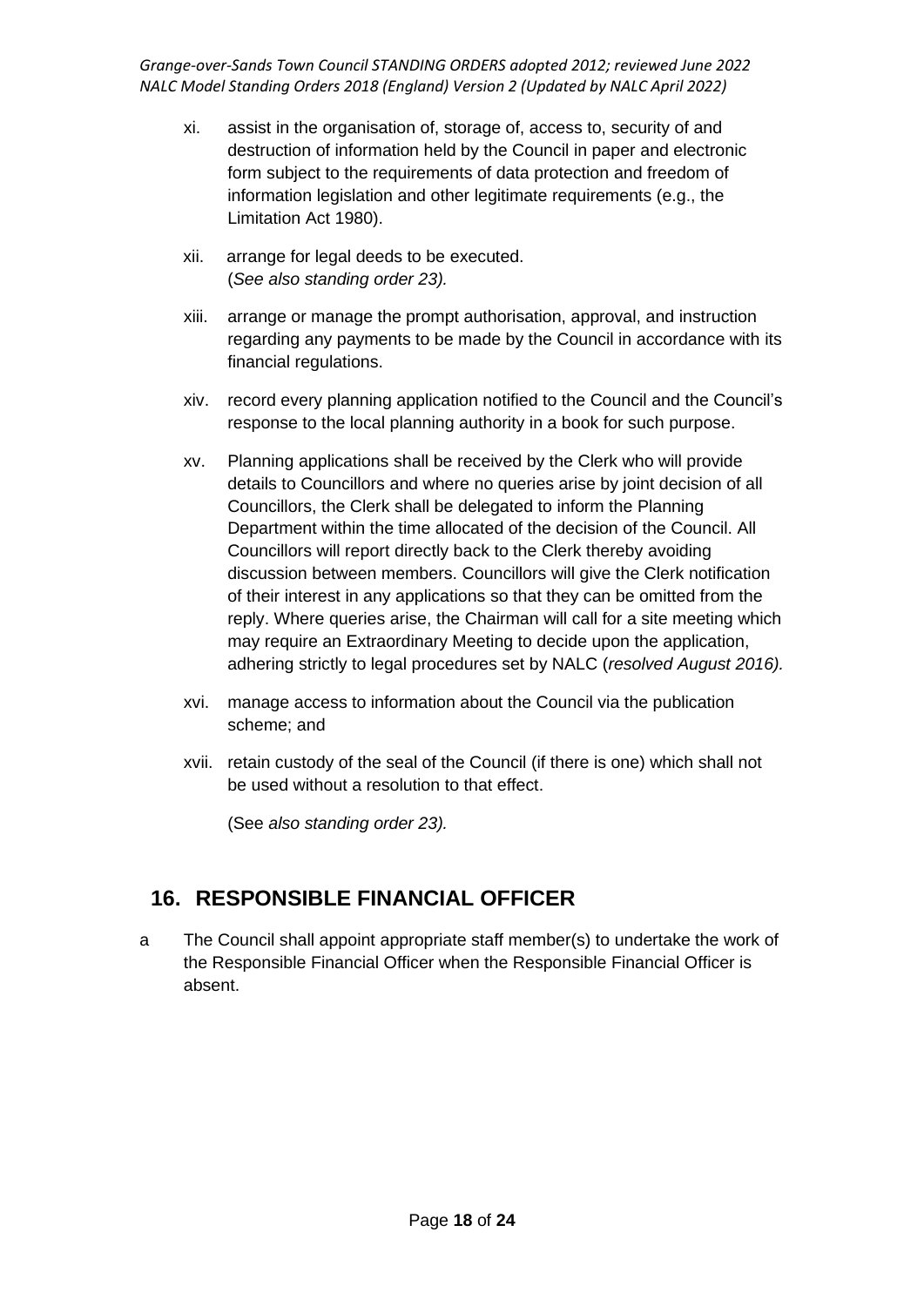xi. assist in the organisation of, storage of, access to, security of and destruction of information held by the Council in paper and electronic form subject to the requirements of data protection and freedom of information legislation and other legitimate requirements (e.g., the Limitation Act 1980).

xii. arrange for legal deeds to be executed. (*See also standing order 23).*

xiii. arrange or manage the prompt authorisation, approval, and instruction regarding any payments to be made by the Council in accordance with its financial regulations.

xiv. record every planning application notified to the Council and the Council's response to the local planning authority in a book for such purpose.

xv. Planning applications shall be received by the Clerk who will provide details to Councillors and where no queries arise by joint decision of all Councillors, the Clerk shall be delegated to inform the Planning Department within the time allocated of the decision of the Council. All Councillors will report directly back to the Clerk thereby avoiding discussion between members. Councillors will give the Clerk notification of their interest in any applications so that they can be omitted from the reply. Where queries arise, the Chairman will call for a site meeting which may require an Extraordinary Meeting to decide upon the application, adhering strictly to legal procedures set by NALC (*resolved August 2016).*

xvi. manage access to information about the Council via the publication scheme; and

xvii. retain custody of the seal of the Council (if there is one) which shall not be used without a resolution to that effect.

(See *also standing order 23).*

## 16. RESPONSIBLE FINANCIAL OFFICER

a The Council shall appoint appropriate staff member(s) to undertake the work of the Responsible Financial Officer when the Responsible Financial Officer is absent.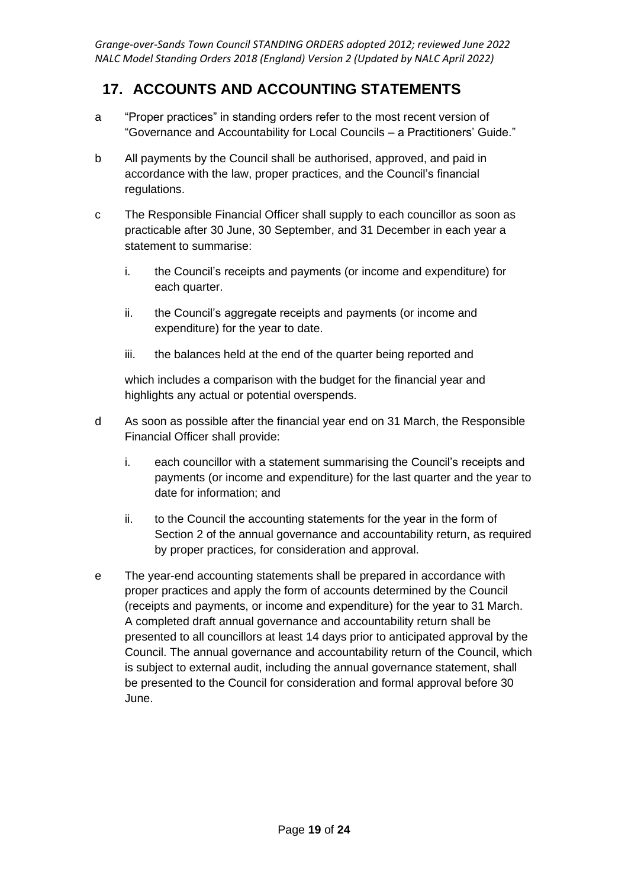## 17. ACCOUNTS AND ACCOUNTING STATEMENTS

a "Proper practices" in standing orders refer to the most recent version of "Governance and Accountability for Local Councils – a Practitioners' Guide."

b All payments by the Council shall be authorised, approved, and paid in accordance with the law, proper practices, and the Council's financial regulations.

c The Responsible Financial Officer shall supply to each councillor as soon as practicable after 30 June, 30 September, and 31 December in each year a statement to summarise:

   i. the Council's receipts and payments (or income and expenditure) for each quarter.

   ii. the Council's aggregate receipts and payments (or income and expenditure) for the year to date.

   iii. the balances held at the end of the quarter being reported and

   which includes a comparison with the budget for the financial year and highlights any actual or potential overspends.

d As soon as possible after the financial year end on 31 March, the Responsible Financial Officer shall provide:

   i. each councillor with a statement summarising the Council's receipts and payments (or income and expenditure) for the last quarter and the year to date for information; and

   ii. to the Council the accounting statements for the year in the form of Section 2 of the annual governance and accountability return, as required by proper practices, for consideration and approval.

e The year-end accounting statements shall be prepared in accordance with proper practices and apply the form of accounts determined by the Council (receipts and payments, or income and expenditure) for the year to 31 March. A completed draft annual governance and accountability return shall be presented to all councillors at least 14 days prior to anticipated approval by the Council. The annual governance and accountability return of the Council, which is subject to external audit, including the annual governance statement, shall be presented to the Council for consideration and formal approval before 30 June.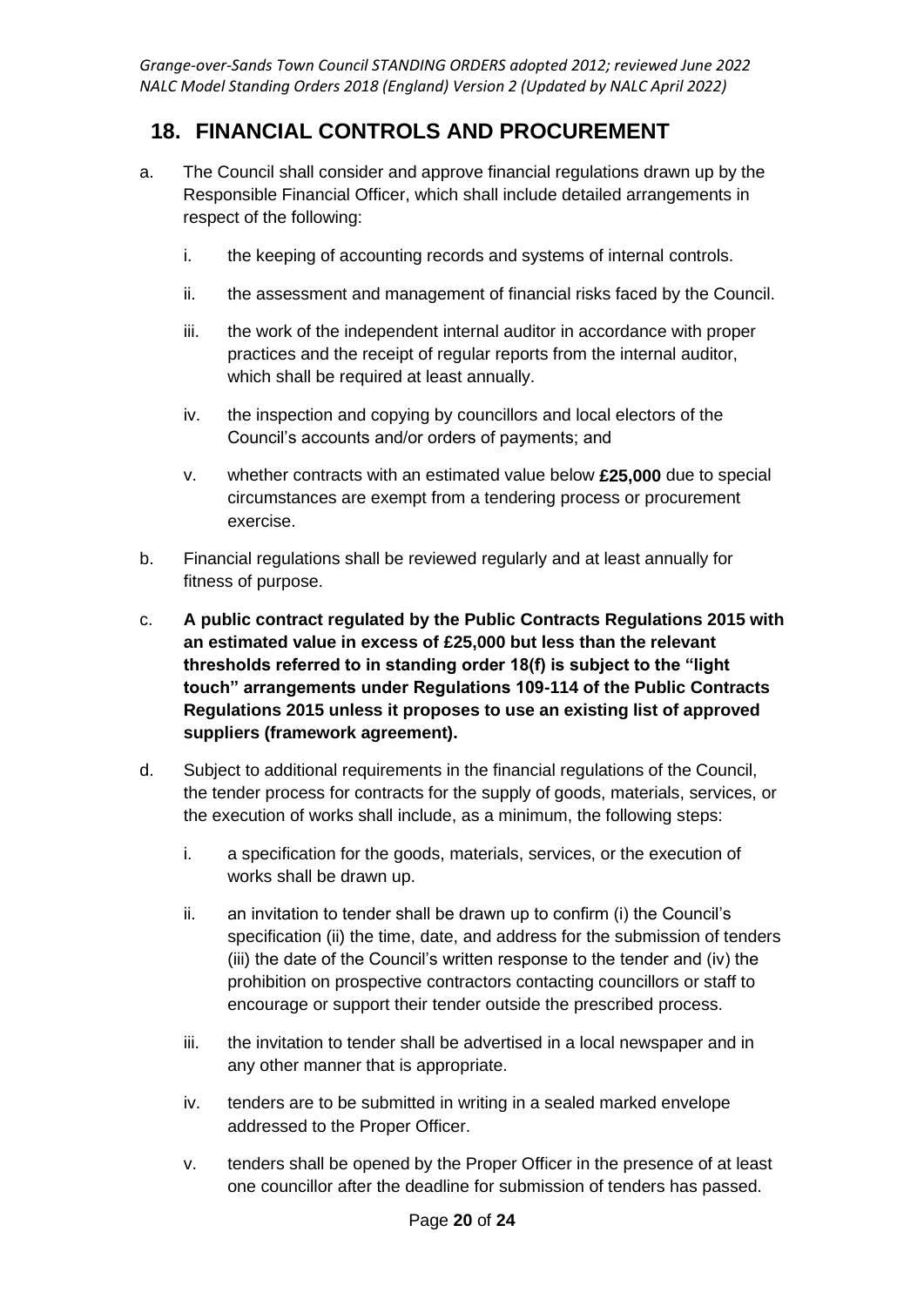## 18. FINANCIAL CONTROLS AND PROCUREMENT

a. The Council shall consider and approve financial regulations drawn up by the Responsible Financial Officer, which shall include detailed arrangements in respect of the following:

   i. the keeping of accounting records and systems of internal controls.

   ii. the assessment and management of financial risks faced by the Council.

   iii. the work of the independent internal auditor in accordance with proper practices and the receipt of regular reports from the internal auditor, which shall be required at least annually.

   iv. the inspection and copying by councillors and local electors of the Council's accounts and/or orders of payments; and

   v. whether contracts with an estimated value below **£25,000** due to special circumstances are exempt from a tendering process or procurement exercise.

b. Financial regulations shall be reviewed regularly and at least annually for fitness of purpose.

c. **A public contract regulated by the Public Contracts Regulations 2015 with an estimated value in excess of £25,000 but less than the relevant thresholds referred to in standing order 18(f) is subject to the "light touch" arrangements under Regulations 109-114 of the Public Contracts Regulations 2015 unless it proposes to use an existing list of approved suppliers (framework agreement).**

d. Subject to additional requirements in the financial regulations of the Council, the tender process for contracts for the supply of goods, materials, services, or the execution of works shall include, as a minimum, the following steps:

   i. a specification for the goods, materials, services, or the execution of works shall be drawn up.

   ii. an invitation to tender shall be drawn up to confirm (i) the Council's specification (ii) the time, date, and address for the submission of tenders (iii) the date of the Council's written response to the tender and (iv) the prohibition on prospective contractors contacting councillors or staff to encourage or support their tender outside the prescribed process.

   iii. the invitation to tender shall be advertised in a local newspaper and in any other manner that is appropriate.

   iv. tenders are to be submitted in writing in a sealed marked envelope addressed to the Proper Officer.

   v. tenders shall be opened by the Proper Officer in the presence of at least one councillor after the deadline for submission of tenders has passed.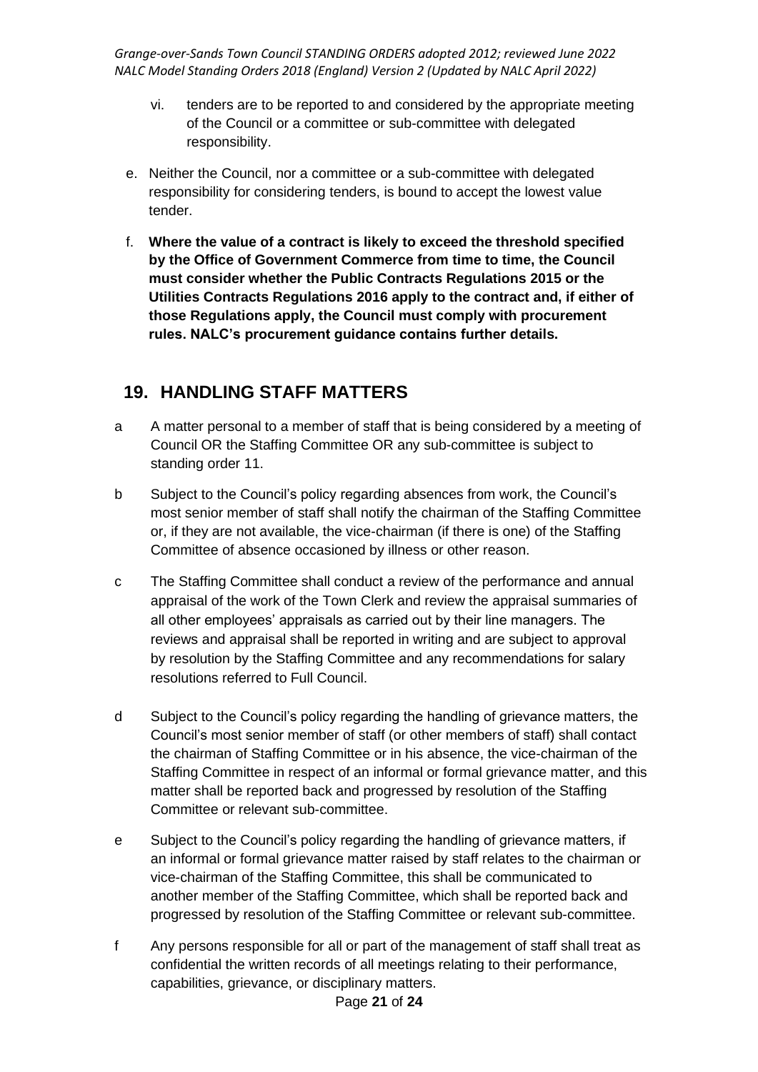- vi. tenders are to be reported to and considered by the appropriate meeting of the Council or a committee or sub-committee with delegated responsibility.

e. Neither the Council, nor a committee or a sub-committee with delegated responsibility for considering tenders, is bound to accept the lowest value tender.

f. **Where the value of a contract is likely to exceed the threshold specified by the Office of Government Commerce from time to time, the Council must consider whether the Public Contracts Regulations 2015 or the Utilities Contracts Regulations 2016 apply to the contract and, if either of those Regulations apply, the Council must comply with procurement rules. NALC's procurement guidance contains further details.**

## 19. HANDLING STAFF MATTERS

a A matter personal to a member of staff that is being considered by a meeting of Council OR the Staffing Committee OR any sub-committee is subject to standing order 11.

b Subject to the Council's policy regarding absences from work, the Council's most senior member of staff shall notify the chairman of the Staffing Committee or, if they are not available, the vice-chairman (if there is one) of the Staffing Committee of absence occasioned by illness or other reason.

c The Staffing Committee shall conduct a review of the performance and annual appraisal of the work of the Town Clerk and review the appraisal summaries of all other employees' appraisals as carried out by their line managers. The reviews and appraisal shall be reported in writing and are subject to approval by resolution by the Staffing Committee and any recommendations for salary resolutions referred to Full Council.

d Subject to the Council's policy regarding the handling of grievance matters, the Council's most senior member of staff (or other members of staff) shall contact the chairman of Staffing Committee or in his absence, the vice-chairman of the Staffing Committee in respect of an informal or formal grievance matter, and this matter shall be reported back and progressed by resolution of the Staffing Committee or relevant sub-committee.

e Subject to the Council's policy regarding the handling of grievance matters, if an informal or formal grievance matter raised by staff relates to the chairman or vice-chairman of the Staffing Committee, this shall be communicated to another member of the Staffing Committee, which shall be reported back and progressed by resolution of the Staffing Committee or relevant sub-committee.

f Any persons responsible for all or part of the management of staff shall treat as confidential the written records of all meetings relating to their performance, capabilities, grievance, or disciplinary matters.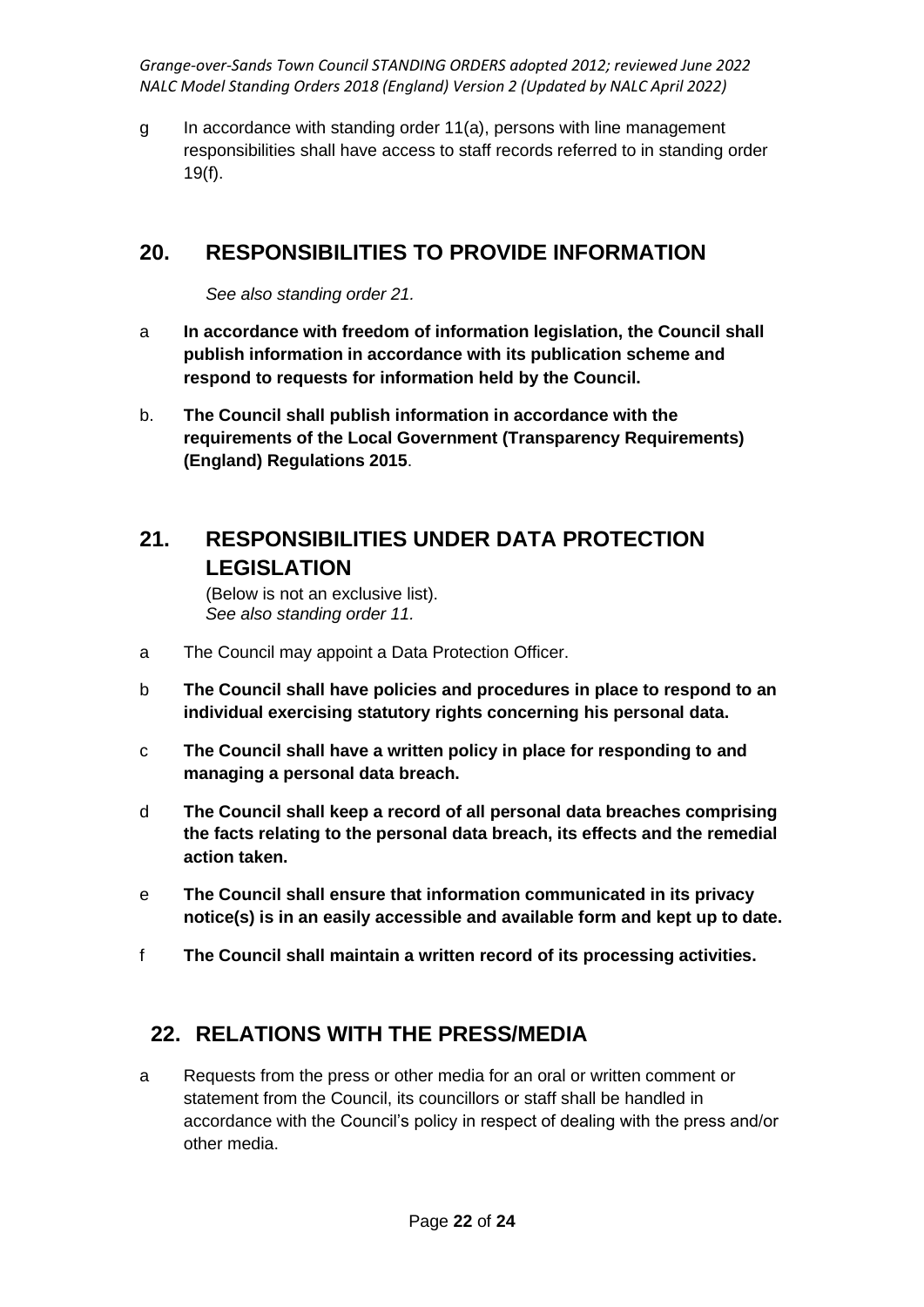g In accordance with standing order 11(a), persons with line management responsibilities shall have access to staff records referred to in standing order 19(f).

## 20. RESPONSIBILITIES TO PROVIDE INFORMATION

*See also standing order 21.*

a **In accordance with freedom of information legislation, the Council shall publish information in accordance with its publication scheme and respond to requests for information held by the Council.**

b. **The Council shall publish information in accordance with the requirements of the Local Government (Transparency Requirements) (England) Regulations 2015**.

## 21. RESPONSIBILITIES UNDER DATA PROTECTION LEGISLATION

(Below is not an exclusive list).
*See also standing order 11.*

a The Council may appoint a Data Protection Officer.

b **The Council shall have policies and procedures in place to respond to an individual exercising statutory rights concerning his personal data.**

c **The Council shall have a written policy in place for responding to and managing a personal data breach.**

d **The Council shall keep a record of all personal data breaches comprising the facts relating to the personal data breach, its effects and the remedial action taken.**

e **The Council shall ensure that information communicated in its privacy notice(s) is in an easily accessible and available form and kept up to date.**

f **The Council shall maintain a written record of its processing activities.**

## 22. RELATIONS WITH THE PRESS/MEDIA

a Requests from the press or other media for an oral or written comment or statement from the Council, its councillors or staff shall be handled in accordance with the Council's policy in respect of dealing with the press and/or other media.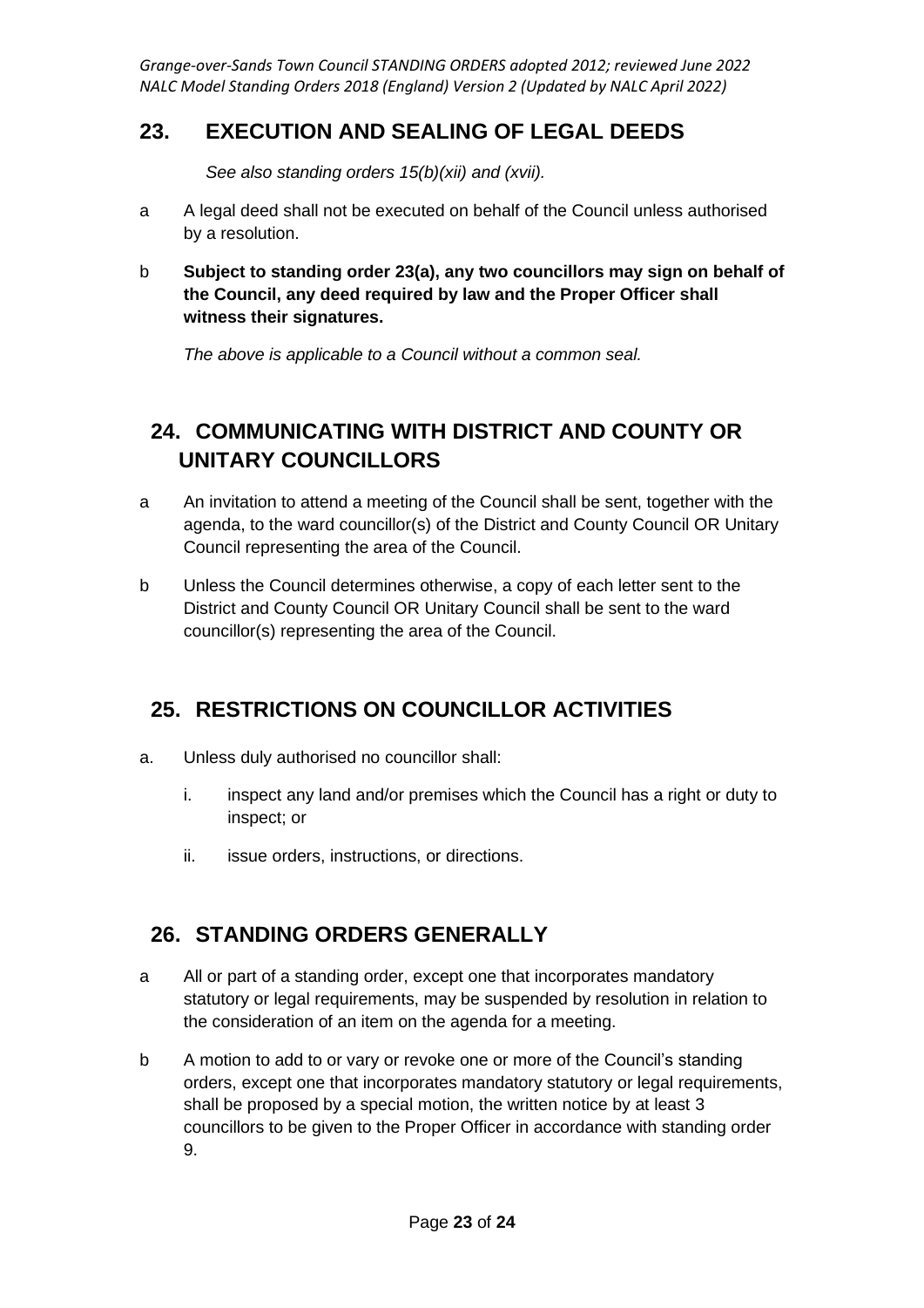## 23. EXECUTION AND SEALING OF LEGAL DEEDS

*See also standing orders 15(b)(xii) and (xvii).*

a A legal deed shall not be executed on behalf of the Council unless authorised by a resolution.

b **Subject to standing order 23(a), any two councillors may sign on behalf of the Council, any deed required by law and the Proper Officer shall witness their signatures.**

*The above is applicable to a Council without a common seal.*

## 24. COMMUNICATING WITH DISTRICT AND COUNTY OR UNITARY COUNCILLORS

a An invitation to attend a meeting of the Council shall be sent, together with the agenda, to the ward councillor(s) of the District and County Council OR Unitary Council representing the area of the Council.

b Unless the Council determines otherwise, a copy of each letter sent to the District and County Council OR Unitary Council shall be sent to the ward councillor(s) representing the area of the Council.

## 25. RESTRICTIONS ON COUNCILLOR ACTIVITIES

a. Unless duly authorised no councillor shall:

   i. inspect any land and/or premises which the Council has a right or duty to inspect; or

   ii. issue orders, instructions, or directions.

## 26. STANDING ORDERS GENERALLY

a All or part of a standing order, except one that incorporates mandatory statutory or legal requirements, may be suspended by resolution in relation to the consideration of an item on the agenda for a meeting.

b A motion to add to or vary or revoke one or more of the Council's standing orders, except one that incorporates mandatory statutory or legal requirements, shall be proposed by a special motion, the written notice by at least 3 councillors to be given to the Proper Officer in accordance with standing order 9.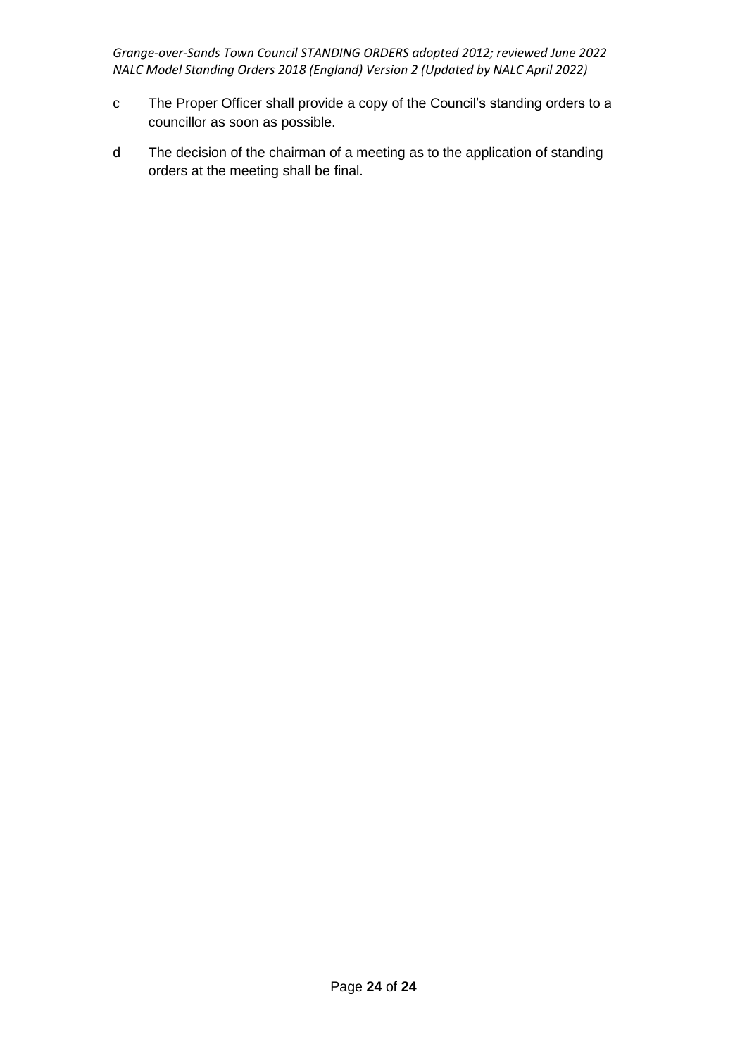c The Proper Officer shall provide a copy of the Council's standing orders to a councillor as soon as possible.

d The decision of the chairman of a meeting as to the application of standing orders at the meeting shall be final.